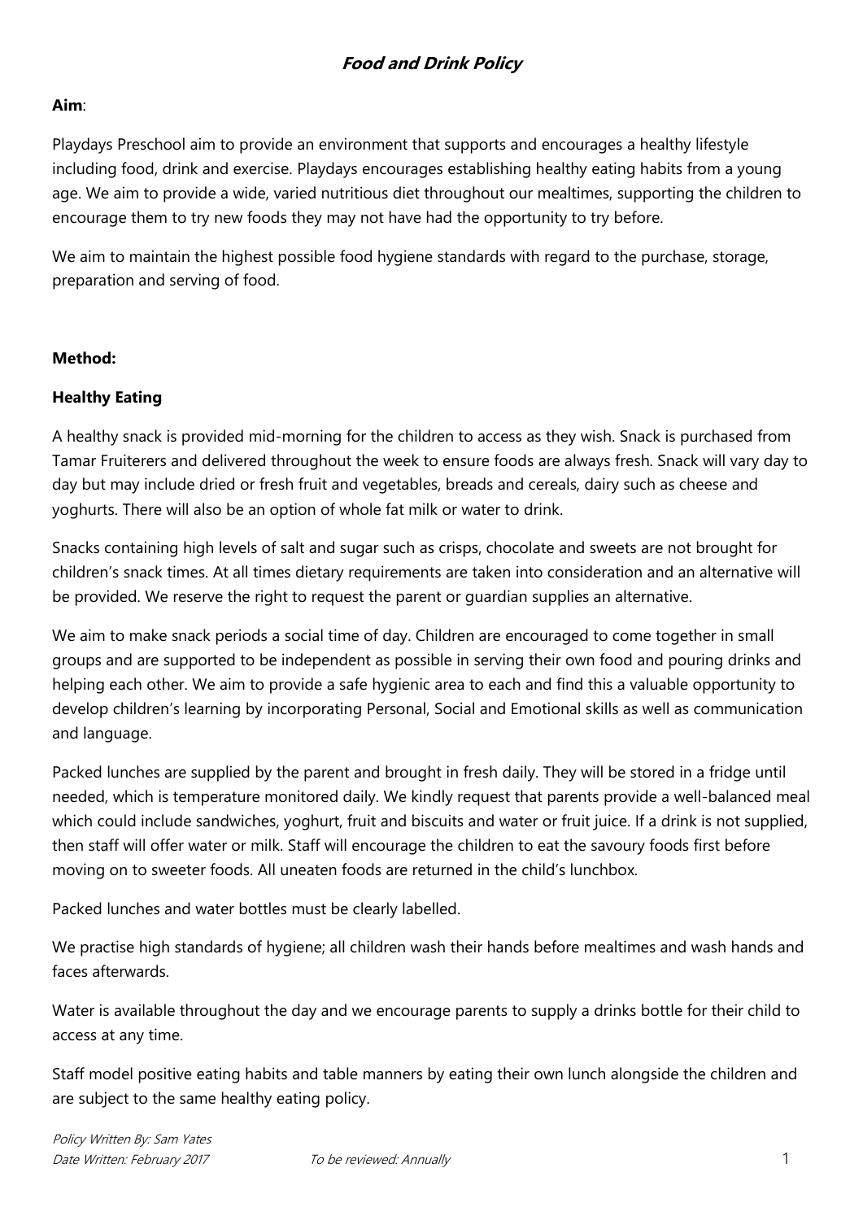# *Food and Drink Policy*

**Aim**:

Playdays Preschool aim to provide an environment that supports and encourages a healthy lifestyle including food, drink and exercise. Playdays encourages establishing healthy eating habits from a young age. We aim to provide a wide, varied nutritious diet throughout our mealtimes, supporting the children to encourage them to try new foods they may not have had the opportunity to try before.

We aim to maintain the highest possible food hygiene standards with regard to the purchase, storage, preparation and serving of food.

**Method:**

**Healthy Eating**

A healthy snack is provided mid-morning for the children to access as they wish. Snack is purchased from Tamar Fruiterers and delivered throughout the week to ensure foods are always fresh. Snack will vary day to day but may include dried or fresh fruit and vegetables, breads and cereals, dairy such as cheese and yoghurts. There will also be an option of whole fat milk or water to drink.

Snacks containing high levels of salt and sugar such as crisps, chocolate and sweets are not brought for children's snack times. At all times dietary requirements are taken into consideration and an alternative will be provided. We reserve the right to request the parent or guardian supplies an alternative.

We aim to make snack periods a social time of day. Children are encouraged to come together in small groups and are supported to be independent as possible in serving their own food and pouring drinks and helping each other. We aim to provide a safe hygienic area to each and find this a valuable opportunity to develop children's learning by incorporating Personal, Social and Emotional skills as well as communication and language.

Packed lunches are supplied by the parent and brought in fresh daily. They will be stored in a fridge until needed, which is temperature monitored daily. We kindly request that parents provide a well-balanced meal which could include sandwiches, yoghurt, fruit and biscuits and water or fruit juice. If a drink is not supplied, then staff will offer water or milk. Staff will encourage the children to eat the savoury foods first before moving on to sweeter foods. All uneaten foods are returned in the child's lunchbox.

Packed lunches and water bottles must be clearly labelled.

We practise high standards of hygiene; all children wash their hands before mealtimes and wash hands and faces afterwards.

Water is available throughout the day and we encourage parents to supply a drinks bottle for their child to access at any time.

Staff model positive eating habits and table manners by eating their own lunch alongside the children and are subject to the same healthy eating policy.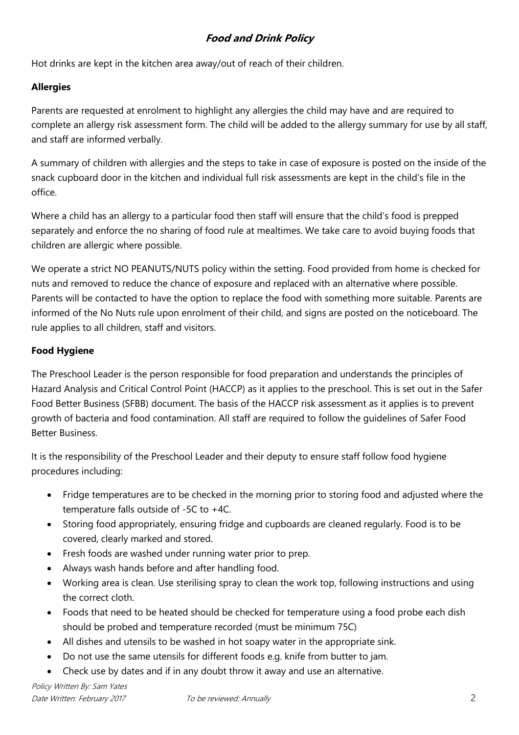## Food and Drink Policy

Hot drinks are kept in the kitchen area away/out of reach of their children.

### Allergies

Parents are requested at enrolment to highlight any allergies the child may have and are required to complete an allergy risk assessment form. The child will be added to the allergy summary for use by all staff, and staff are informed verbally.

A summary of children with allergies and the steps to take in case of exposure is posted on the inside of the snack cupboard door in the kitchen and individual full risk assessments are kept in the child's file in the office.

Where a child has an allergy to a particular food then staff will ensure that the child's food is prepped separately and enforce the no sharing of food rule at mealtimes. We take care to avoid buying foods that children are allergic where possible.

We operate a strict NO PEANUTS/NUTS policy within the setting. Food provided from home is checked for nuts and removed to reduce the chance of exposure and replaced with an alternative where possible. Parents will be contacted to have the option to replace the food with something more suitable. Parents are informed of the No Nuts rule upon enrolment of their child, and signs are posted on the noticeboard. The rule applies to all children, staff and visitors.

### Food Hygiene

The Preschool Leader is the person responsible for food preparation and understands the principles of Hazard Analysis and Critical Control Point (HACCP) as it applies to the preschool. This is set out in the Safer Food Better Business (SFBB) document. The basis of the HACCP risk assessment as it applies is to prevent growth of bacteria and food contamination. All staff are required to follow the guidelines of Safer Food Better Business.

It is the responsibility of the Preschool Leader and their deputy to ensure staff follow food hygiene procedures including:

- Fridge temperatures are to be checked in the morning prior to storing food and adjusted where the temperature falls outside of -5C to +4C.
- Storing food appropriately, ensuring fridge and cupboards are cleaned regularly. Food is to be covered, clearly marked and stored.
- Fresh foods are washed under running water prior to prep.
- Always wash hands before and after handling food.
- Working area is clean. Use sterilising spray to clean the work top, following instructions and using the correct cloth.
- Foods that need to be heated should be checked for temperature using a food probe each dish should be probed and temperature recorded (must be minimum 75C)
- All dishes and utensils to be washed in hot soapy water in the appropriate sink.
- Do not use the same utensils for different foods e.g. knife from butter to jam.
- Check use by dates and if in any doubt throw it away and use an alternative.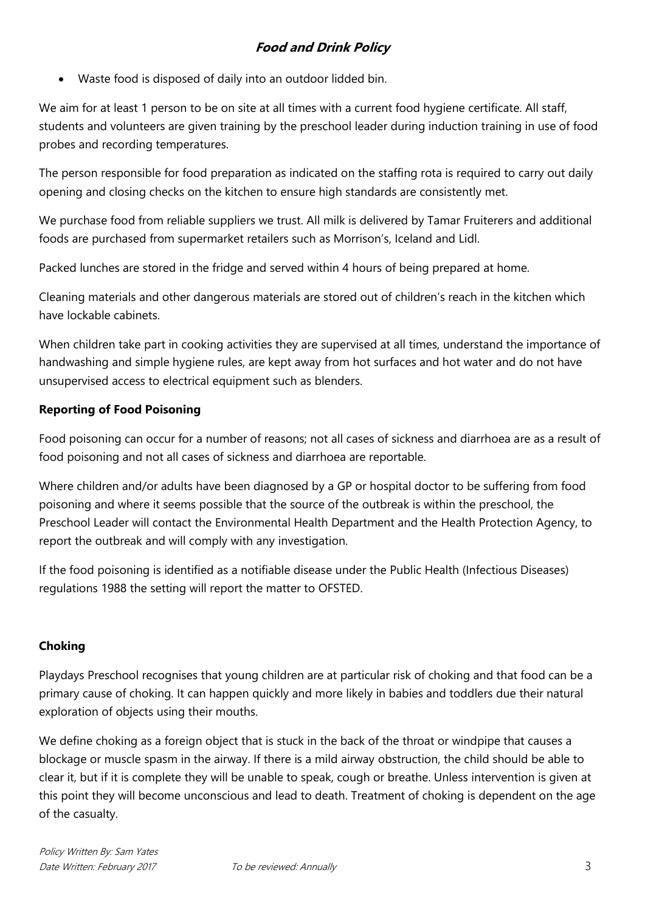- Waste food is disposed of daily into an outdoor lidded bin.

We aim for at least 1 person to be on site at all times with a current food hygiene certificate. All staff, students and volunteers are given training by the preschool leader during induction training in use of food probes and recording temperatures.

The person responsible for food preparation as indicated on the staffing rota is required to carry out daily opening and closing checks on the kitchen to ensure high standards are consistently met.

We purchase food from reliable suppliers we trust. All milk is delivered by Tamar Fruiterers and additional foods are purchased from supermarket retailers such as Morrison's, Iceland and Lidl.

Packed lunches are stored in the fridge and served within 4 hours of being prepared at home.

Cleaning materials and other dangerous materials are stored out of children's reach in the kitchen which have lockable cabinets.

When children take part in cooking activities they are supervised at all times, understand the importance of handwashing and simple hygiene rules, are kept away from hot surfaces and hot water and do not have unsupervised access to electrical equipment such as blenders.

**Reporting of Food Poisoning**

Food poisoning can occur for a number of reasons; not all cases of sickness and diarrhoea are as a result of food poisoning and not all cases of sickness and diarrhoea are reportable.

Where children and/or adults have been diagnosed by a GP or hospital doctor to be suffering from food poisoning and where it seems possible that the source of the outbreak is within the preschool, the Preschool Leader will contact the Environmental Health Department and the Health Protection Agency, to report the outbreak and will comply with any investigation.

If the food poisoning is identified as a notifiable disease under the Public Health (Infectious Diseases) regulations 1988 the setting will report the matter to OFSTED.

**Choking**

Playdays Preschool recognises that young children are at particular risk of choking and that food can be a primary cause of choking. It can happen quickly and more likely in babies and toddlers due their natural exploration of objects using their mouths.

We define choking as a foreign object that is stuck in the back of the throat or windpipe that causes a blockage or muscle spasm in the airway. If there is a mild airway obstruction, the child should be able to clear it, but if it is complete they will be unable to speak, cough or breathe. Unless intervention is given at this point they will become unconscious and lead to death. Treatment of choking is dependent on the age of the casualty.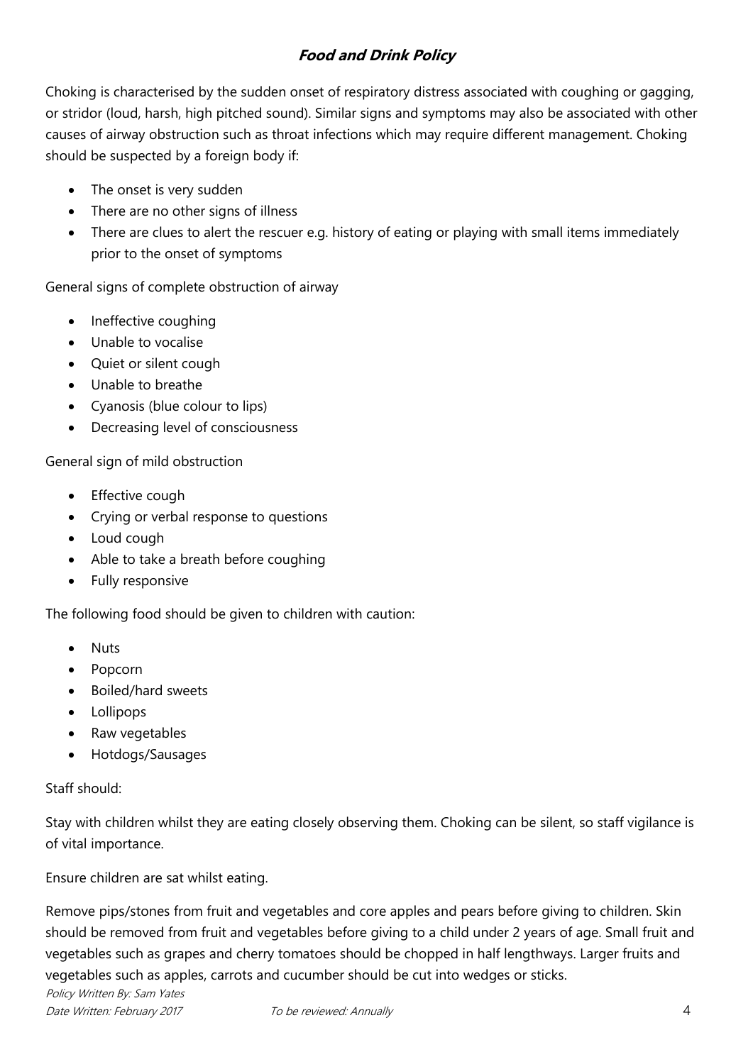## ***Food and Drink Policy***

Choking is characterised by the sudden onset of respiratory distress associated with coughing or gagging, or stridor (loud, harsh, high pitched sound). Similar signs and symptoms may also be associated with other causes of airway obstruction such as throat infections which may require different management. Choking should be suspected by a foreign body if:

- The onset is very sudden
- There are no other signs of illness
- There are clues to alert the rescuer e.g. history of eating or playing with small items immediately prior to the onset of symptoms

General signs of complete obstruction of airway

- Ineffective coughing
- Unable to vocalise
- Quiet or silent cough
- Unable to breathe
- Cyanosis (blue colour to lips)
- Decreasing level of consciousness

General sign of mild obstruction

- Effective cough
- Crying or verbal response to questions
- Loud cough
- Able to take a breath before coughing
- Fully responsive

The following food should be given to children with caution:

- Nuts
- Popcorn
- Boiled/hard sweets
- Lollipops
- Raw vegetables
- Hotdogs/Sausages

Staff should:

Stay with children whilst they are eating closely observing them. Choking can be silent, so staff vigilance is of vital importance.

Ensure children are sat whilst eating.

Remove pips/stones from fruit and vegetables and core apples and pears before giving to children. Skin should be removed from fruit and vegetables before giving to a child under 2 years of age. Small fruit and vegetables such as grapes and cherry tomatoes should be chopped in half lengthways. Larger fruits and vegetables such as apples, carrots and cucumber should be cut into wedges or sticks.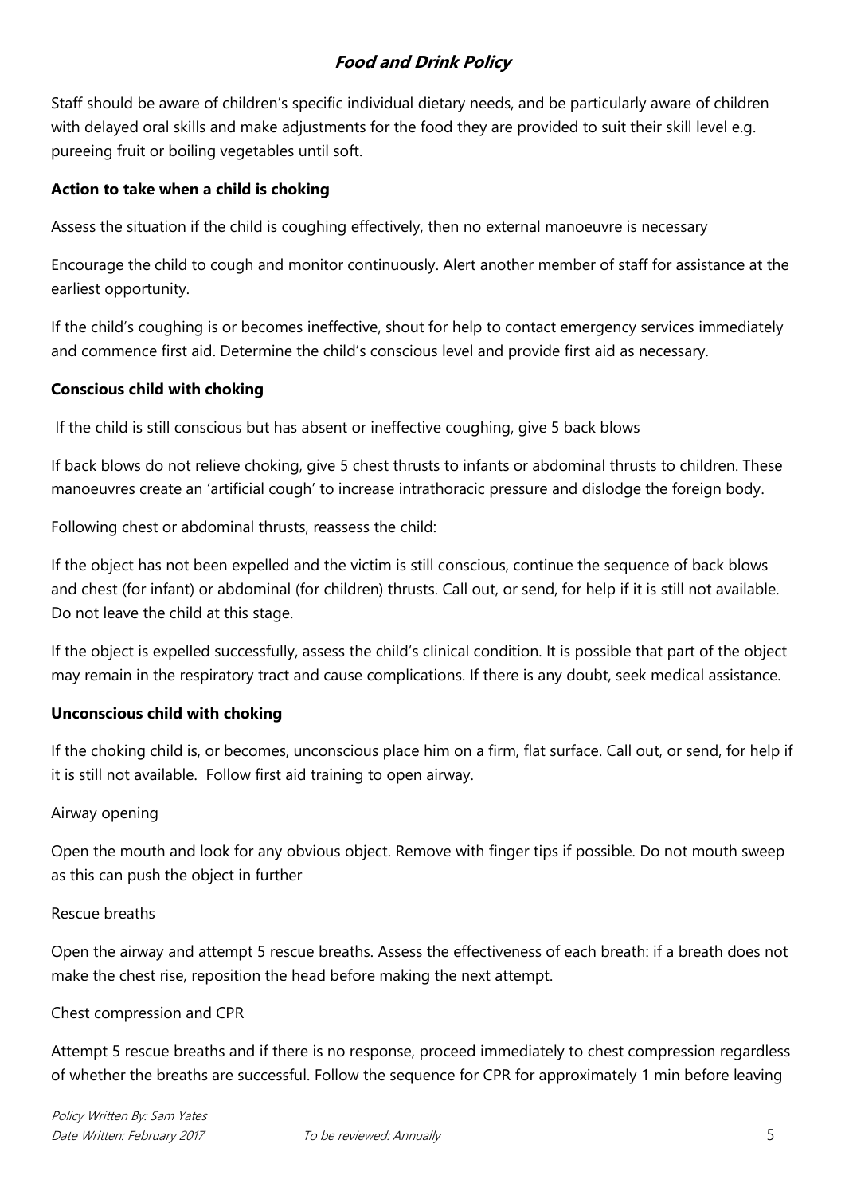## ***Food and Drink Policy***

Staff should be aware of children's specific individual dietary needs, and be particularly aware of children with delayed oral skills and make adjustments for the food they are provided to suit their skill level e.g. pureeing fruit or boiling vegetables until soft.

**Action to take when a child is choking**

Assess the situation if the child is coughing effectively, then no external manoeuvre is necessary

Encourage the child to cough and monitor continuously. Alert another member of staff for assistance at the earliest opportunity.

If the child's coughing is or becomes ineffective, shout for help to contact emergency services immediately and commence first aid. Determine the child's conscious level and provide first aid as necessary.

**Conscious child with choking**

If the child is still conscious but has absent or ineffective coughing, give 5 back blows

If back blows do not relieve choking, give 5 chest thrusts to infants or abdominal thrusts to children. These manoeuvres create an 'artificial cough' to increase intrathoracic pressure and dislodge the foreign body.

Following chest or abdominal thrusts, reassess the child:

If the object has not been expelled and the victim is still conscious, continue the sequence of back blows and chest (for infant) or abdominal (for children) thrusts. Call out, or send, for help if it is still not available. Do not leave the child at this stage.

If the object is expelled successfully, assess the child's clinical condition. It is possible that part of the object may remain in the respiratory tract and cause complications. If there is any doubt, seek medical assistance.

**Unconscious child with choking**

If the choking child is, or becomes, unconscious place him on a firm, flat surface. Call out, or send, for help if it is still not available. Follow first aid training to open airway.

Airway opening

Open the mouth and look for any obvious object. Remove with finger tips if possible. Do not mouth sweep as this can push the object in further

Rescue breaths

Open the airway and attempt 5 rescue breaths. Assess the effectiveness of each breath: if a breath does not make the chest rise, reposition the head before making the next attempt.

Chest compression and CPR

Attempt 5 rescue breaths and if there is no response, proceed immediately to chest compression regardless of whether the breaths are successful. Follow the sequence for CPR for approximately 1 min before leaving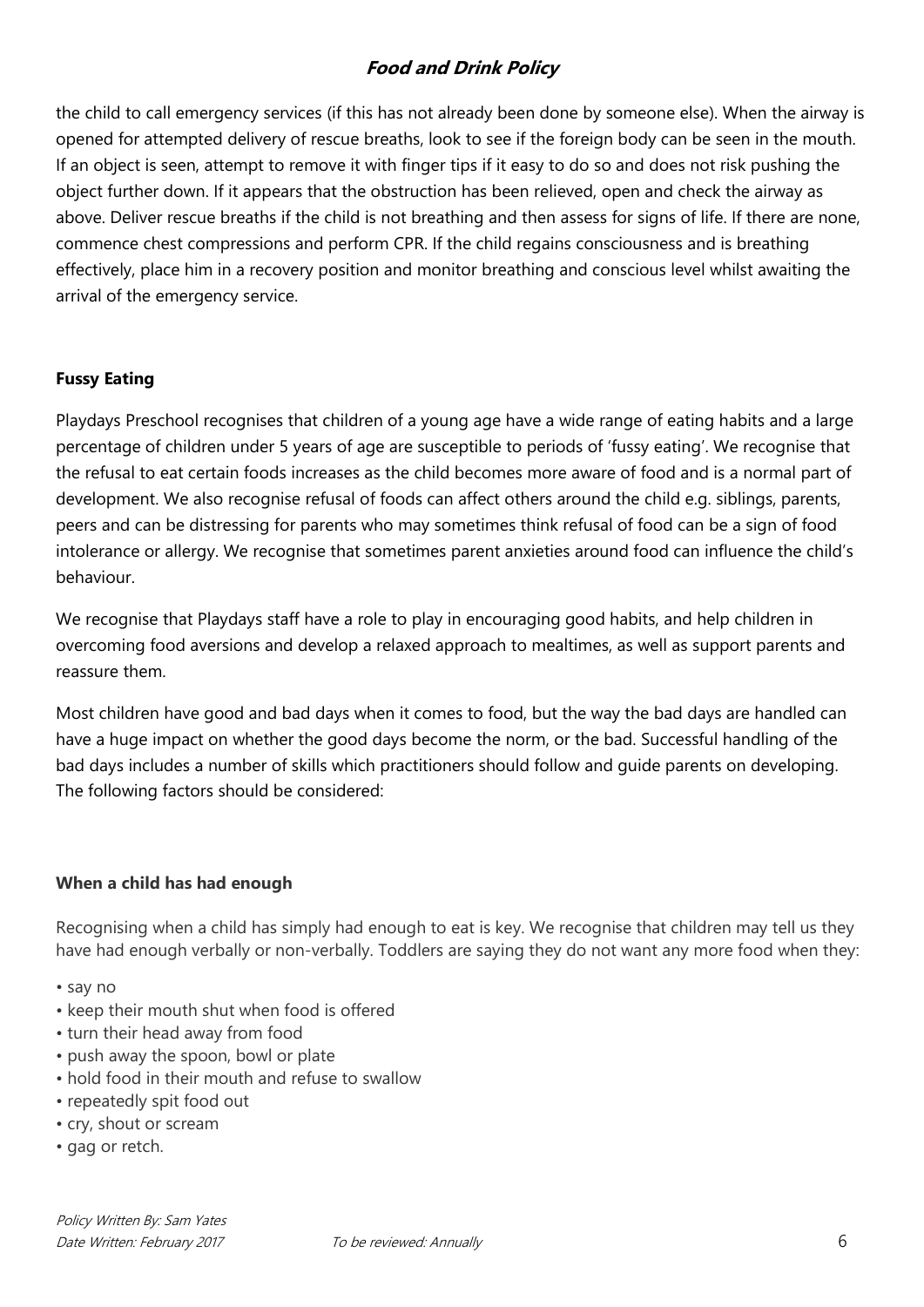the child to call emergency services (if this has not already been done by someone else). When the airway is opened for attempted delivery of rescue breaths, look to see if the foreign body can be seen in the mouth. If an object is seen, attempt to remove it with finger tips if it easy to do so and does not risk pushing the object further down. If it appears that the obstruction has been relieved, open and check the airway as above. Deliver rescue breaths if the child is not breathing and then assess for signs of life. If there are none, commence chest compressions and perform CPR. If the child regains consciousness and is breathing effectively, place him in a recovery position and monitor breathing and conscious level whilst awaiting the arrival of the emergency service.

**Fussy Eating**

Playdays Preschool recognises that children of a young age have a wide range of eating habits and a large percentage of children under 5 years of age are susceptible to periods of 'fussy eating'. We recognise that the refusal to eat certain foods increases as the child becomes more aware of food and is a normal part of development. We also recognise refusal of foods can affect others around the child e.g. siblings, parents, peers and can be distressing for parents who may sometimes think refusal of food can be a sign of food intolerance or allergy. We recognise that sometimes parent anxieties around food can influence the child's behaviour.

We recognise that Playdays staff have a role to play in encouraging good habits, and help children in overcoming food aversions and develop a relaxed approach to mealtimes, as well as support parents and reassure them.

Most children have good and bad days when it comes to food, but the way the bad days are handled can have a huge impact on whether the good days become the norm, or the bad. Successful handling of the bad days includes a number of skills which practitioners should follow and guide parents on developing. The following factors should be considered:

**When a child has had enough**

Recognising when a child has simply had enough to eat is key. We recognise that children may tell us they have had enough verbally or non-verbally. Toddlers are saying they do not want any more food when they:

- say no
- keep their mouth shut when food is offered
- turn their head away from food
- push away the spoon, bowl or plate
- hold food in their mouth and refuse to swallow
- repeatedly spit food out
- cry, shout or scream
- gag or retch.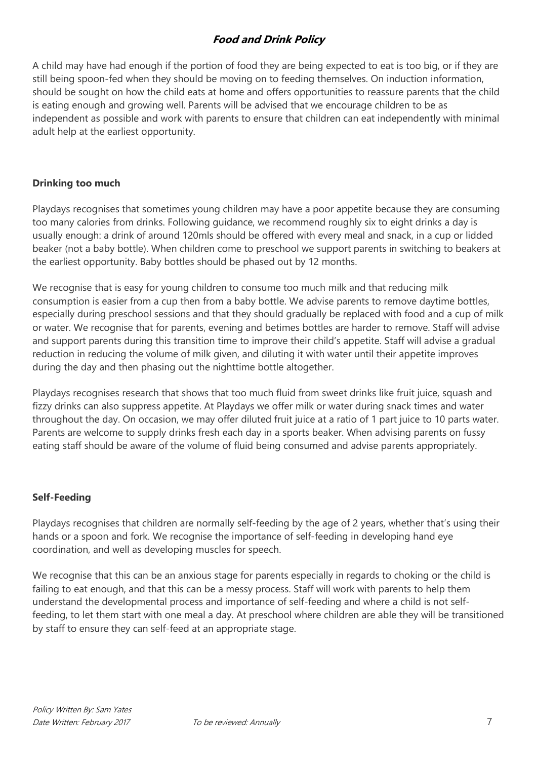# *Food and Drink Policy*

A child may have had enough if the portion of food they are being expected to eat is too big, or if they are still being spoon-fed when they should be moving on to feeding themselves. On induction information, should be sought on how the child eats at home and offers opportunities to reassure parents that the child is eating enough and growing well. Parents will be advised that we encourage children to be as independent as possible and work with parents to ensure that children can eat independently with minimal adult help at the earliest opportunity.

**Drinking too much**

Playdays recognises that sometimes young children may have a poor appetite because they are consuming too many calories from drinks. Following guidance, we recommend roughly six to eight drinks a day is usually enough: a drink of around 120mls should be offered with every meal and snack, in a cup or lidded beaker (not a baby bottle). When children come to preschool we support parents in switching to beakers at the earliest opportunity. Baby bottles should be phased out by 12 months.

We recognise that is easy for young children to consume too much milk and that reducing milk consumption is easier from a cup then from a baby bottle. We advise parents to remove daytime bottles, especially during preschool sessions and that they should gradually be replaced with food and a cup of milk or water. We recognise that for parents, evening and betimes bottles are harder to remove. Staff will advise and support parents during this transition time to improve their child's appetite. Staff will advise a gradual reduction in reducing the volume of milk given, and diluting it with water until their appetite improves during the day and then phasing out the nighttime bottle altogether.

Playdays recognises research that shows that too much fluid from sweet drinks like fruit juice, squash and fizzy drinks can also suppress appetite. At Playdays we offer milk or water during snack times and water throughout the day. On occasion, we may offer diluted fruit juice at a ratio of 1 part juice to 10 parts water. Parents are welcome to supply drinks fresh each day in a sports beaker. When advising parents on fussy eating staff should be aware of the volume of fluid being consumed and advise parents appropriately.

**Self-Feeding**

Playdays recognises that children are normally self-feeding by the age of 2 years, whether that's using their hands or a spoon and fork. We recognise the importance of self-feeding in developing hand eye coordination, and well as developing muscles for speech.

We recognise that this can be an anxious stage for parents especially in regards to choking or the child is failing to eat enough, and that this can be a messy process. Staff will work with parents to help them understand the developmental process and importance of self-feeding and where a child is not self-feeding, to let them start with one meal a day. At preschool where children are able they will be transitioned by staff to ensure they can self-feed at an appropriate stage.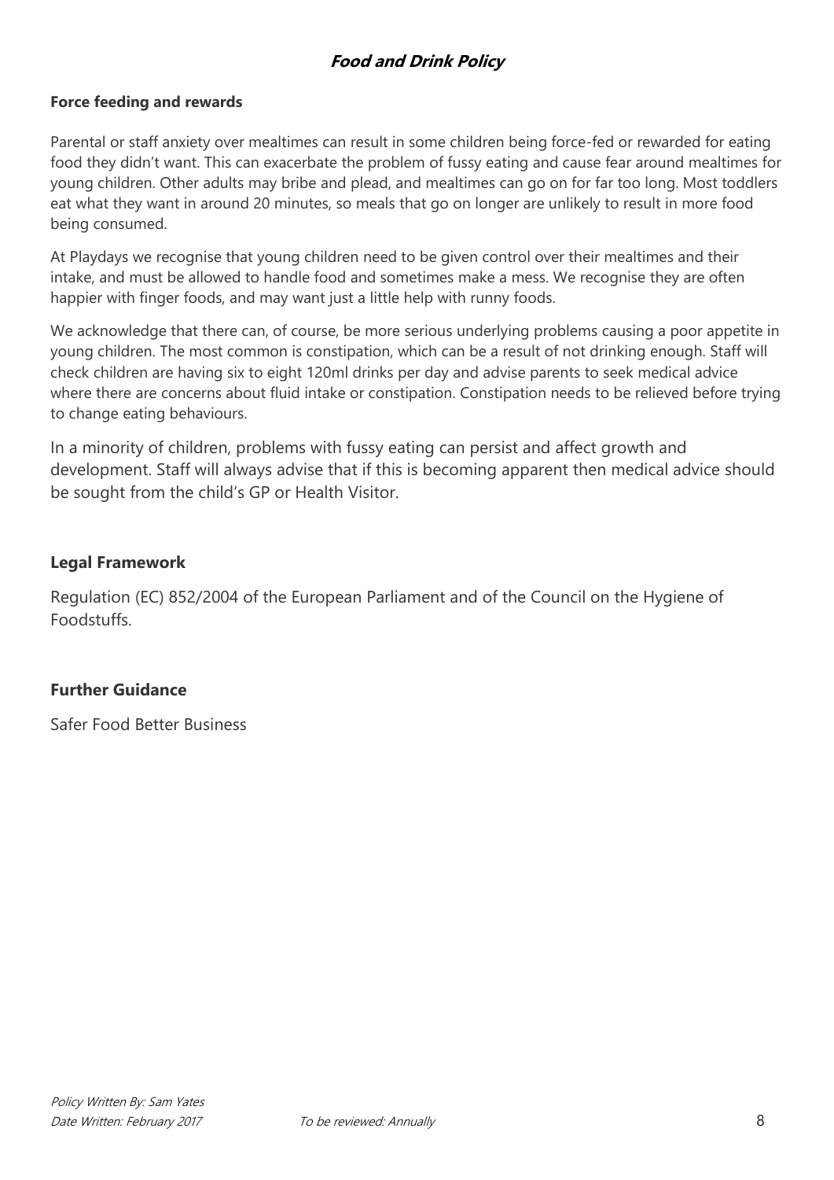## *Food and Drink Policy*

### Force feeding and rewards

Parental or staff anxiety over mealtimes can result in some children being force-fed or rewarded for eating food they didn't want. This can exacerbate the problem of fussy eating and cause fear around mealtimes for young children. Other adults may bribe and plead, and mealtimes can go on for far too long. Most toddlers eat what they want in around 20 minutes, so meals that go on longer are unlikely to result in more food being consumed.

At Playdays we recognise that young children need to be given control over their mealtimes and their intake, and must be allowed to handle food and sometimes make a mess. We recognise they are often happier with finger foods, and may want just a little help with runny foods.

We acknowledge that there can, of course, be more serious underlying problems causing a poor appetite in young children. The most common is constipation, which can be a result of not drinking enough. Staff will check children are having six to eight 120ml drinks per day and advise parents to seek medical advice where there are concerns about fluid intake or constipation. Constipation needs to be relieved before trying to change eating behaviours.

In a minority of children, problems with fussy eating can persist and affect growth and development. Staff will always advise that if this is becoming apparent then medical advice should be sought from the child's GP or Health Visitor.

### Legal Framework

Regulation (EC) 852/2004 of the European Parliament and of the Council on the Hygiene of Foodstuffs.

### Further Guidance

Safer Food Better Business

*Policy Written By: Sam Yates*
*Date Written: February 2017* *To be reviewed: Annually*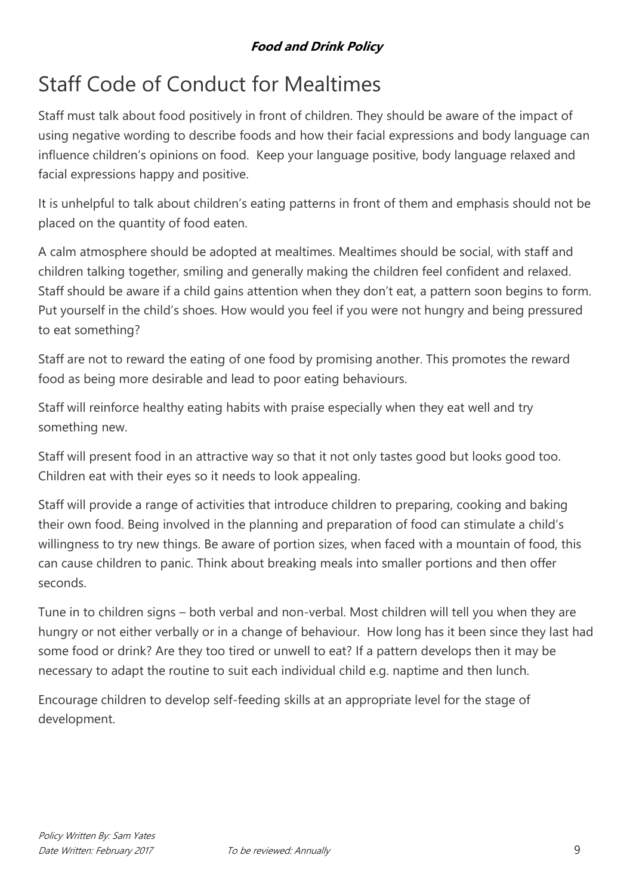# Staff Code of Conduct for Mealtimes

Staff must talk about food positively in front of children. They should be aware of the impact of using negative wording to describe foods and how their facial expressions and body language can influence children's opinions on food. Keep your language positive, body language relaxed and facial expressions happy and positive.

It is unhelpful to talk about children's eating patterns in front of them and emphasis should not be placed on the quantity of food eaten.

A calm atmosphere should be adopted at mealtimes. Mealtimes should be social, with staff and children talking together, smiling and generally making the children feel confident and relaxed. Staff should be aware if a child gains attention when they don't eat, a pattern soon begins to form. Put yourself in the child's shoes. How would you feel if you were not hungry and being pressured to eat something?

Staff are not to reward the eating of one food by promising another. This promotes the reward food as being more desirable and lead to poor eating behaviours.

Staff will reinforce healthy eating habits with praise especially when they eat well and try something new.

Staff will present food in an attractive way so that it not only tastes good but looks good too. Children eat with their eyes so it needs to look appealing.

Staff will provide a range of activities that introduce children to preparing, cooking and baking their own food. Being involved in the planning and preparation of food can stimulate a child's willingness to try new things. Be aware of portion sizes, when faced with a mountain of food, this can cause children to panic. Think about breaking meals into smaller portions and then offer seconds.

Tune in to children signs – both verbal and non-verbal. Most children will tell you when they are hungry or not either verbally or in a change of behaviour. How long has it been since they last had some food or drink? Are they too tired or unwell to eat? If a pattern develops then it may be necessary to adapt the routine to suit each individual child e.g. naptime and then lunch.

Encourage children to develop self-feeding skills at an appropriate level for the stage of development.